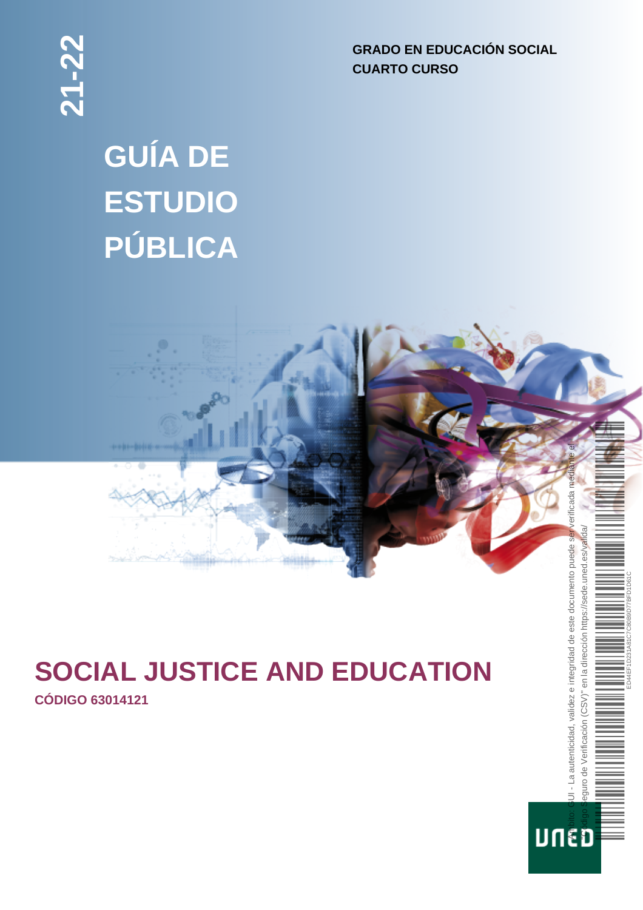21-22

**GRADO EN EDUCACIÓN SOCIAL**
**CUARTO CURSO**

# GUÍA DE ESTUDIO PÚBLICA

# SOCIAL JUSTICE AND EDUCATION

**CÓDIGO 63014121**

Ámbito: GUI - La autenticidad, validez e integridad de este documento puede ser verificada mediante el "Código Seguro de Verificación (CSV)" en la dirección https://sede.uned.es/valida/

ED44EF1D231A81C7C80B9D77BFD1D61C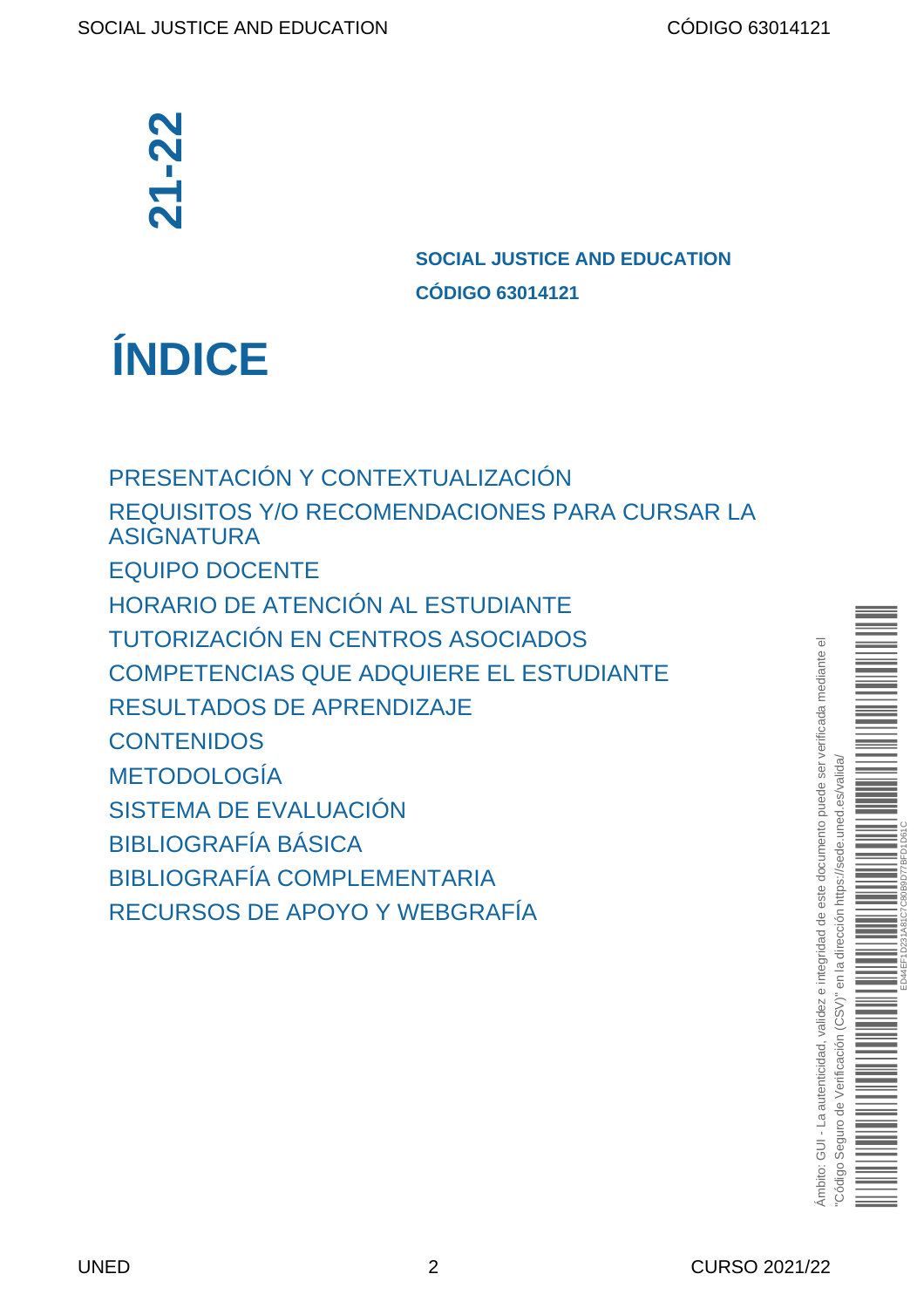21-22

**SOCIAL JUSTICE AND EDUCATION**
**CÓDIGO 63014121**

# ÍNDICE

PRESENTACIÓN Y CONTEXTUALIZACIÓN
REQUISITOS Y/O RECOMENDACIONES PARA CURSAR LA ASIGNATURA
EQUIPO DOCENTE
HORARIO DE ATENCIÓN AL ESTUDIANTE
TUTORIZACIÓN EN CENTROS ASOCIADOS
COMPETENCIAS QUE ADQUIERE EL ESTUDIANTE
RESULTADOS DE APRENDIZAJE
CONTENIDOS
METODOLOGÍA
SISTEMA DE EVALUACIÓN
BIBLIOGRAFÍA BÁSICA
BIBLIOGRAFÍA COMPLEMENTARIA
RECURSOS DE APOYO Y WEBGRAFÍA

Ámbito: GUI - La autenticidad, validez e integridad de este documento puede ser verificada mediante el "Código Seguro de Verificación (CSV)" en la dirección https://sede.uned.es/valida/

ED44EF1D231A81C7C80B9D77BFD1D61C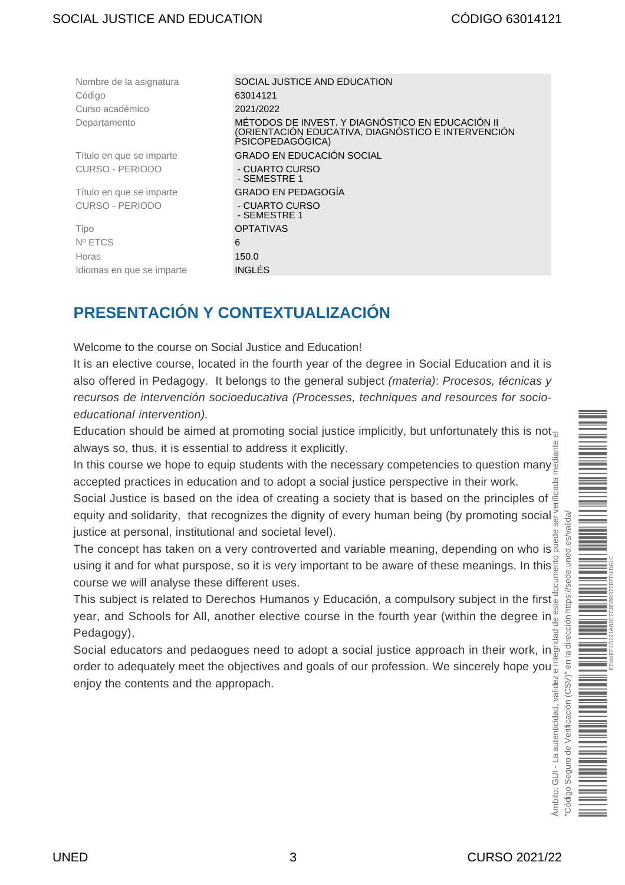| Nombre de la asignatura | SOCIAL JUSTICE AND EDUCATION |
|---|---|
| Código | 63014121 |
| Curso académico | 2021/2022 |
| Departamento | MÉTODOS DE INVEST. Y DIAGNÓSTICO EN EDUCACIÓN II (ORIENTACIÓN EDUCATIVA, DIAGNÓSTICO E INTERVENCIÓN PSICOPEDAGÓGICA) |
| Título en que se imparte | GRADO EN EDUCACIÓN SOCIAL |
| CURSO - PERIODO | - CUARTO CURSO<br>- SEMESTRE 1 |
| Título en que se imparte | GRADO EN PEDAGOGÍA |
| CURSO - PERIODO | - CUARTO CURSO<br>- SEMESTRE 1 |
| Tipo | OPTATIVAS |
| Nº ETCS | 6 |
| Horas | 150.0 |
| Idiomas en que se imparte | INGLÉS |

# PRESENTACIÓN Y CONTEXTUALIZACIÓN

Welcome to the course on Social Justice and Education!

It is an elective course, located in the fourth year of the degree in Social Education and it is also offered in Pedagogy. It belongs to the general subject *(materia)*: *Procesos, técnicas y recursos de intervención socioeducativa (Processes, techniques and resources for socio-educational intervention).*

Education should be aimed at promoting social justice implicitly, but unfortunately this is not always so, thus, it is essential to address it explicitly.

In this course we hope to equip students with the necessary competencies to question many accepted practices in education and to adopt a social justice perspective in their work.

Social Justice is based on the idea of creating a society that is based on the principles of equity and solidarity, that recognizes the dignity of every human being (by promoting social justice at personal, institutional and societal level).

The concept has taken on a very controverted and variable meaning, depending on who is using it and for what purpose, so it is very important to be aware of these meanings. In this course we will analyse these different uses.

This subject is related to Derechos Humanos y Educación, a compulsory subject in the first year, and Schools for All, another elective course in the fourth year (within the degree in Pedagogy),

Social educators and pedaogues need to adopt a social justice approach in their work, in order to adequately meet the objectives and goals of our profession. We sincerely hope you enjoy the contents and the appropach.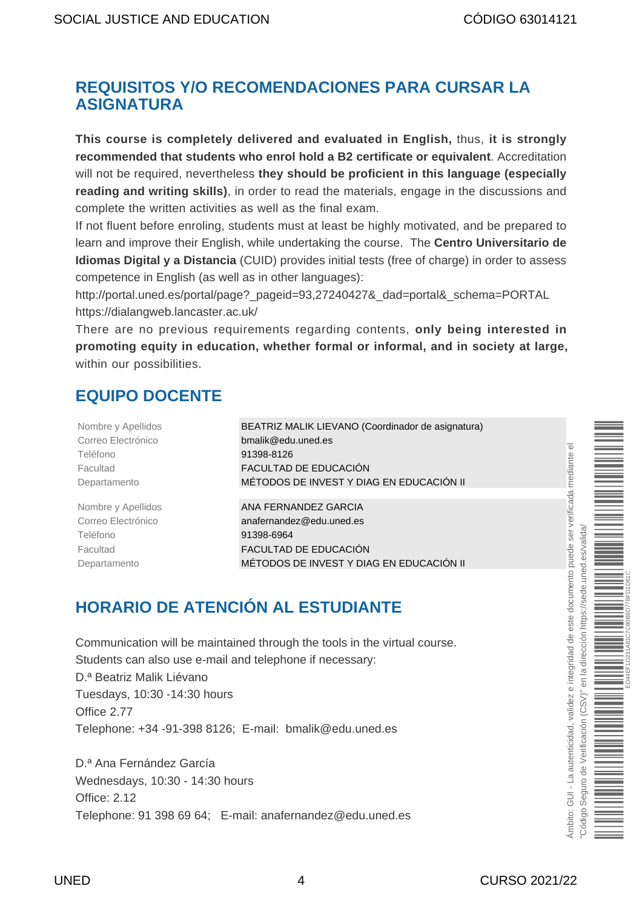## REQUISITOS Y/O RECOMENDACIONES PARA CURSAR LA ASIGNATURA

**This course is completely delivered and evaluated in English,** thus, **it is strongly recommended that students who enrol hold a B2 certificate or equivalent**. Accreditation will not be required, nevertheless **they should be proficient in this language (especially reading and writing skills)**, in order to read the materials, engage in the discussions and complete the written activities as well as the final exam.

If not fluent before enroling, students must at least be highly motivated, and be prepared to learn and improve their English, while undertaking the course. The **Centro Universitario de Idiomas Digital y a Distancia** (CUID) provides initial tests (free of charge) in order to assess competence in English (as well as in other languages):

http://portal.uned.es/portal/page?_pageid=93,27240427&_dad=portal&_schema=PORTAL

https://dialangweb.lancaster.ac.uk/

There are no previous requirements regarding contents, **only being interested in promoting equity in education, whether formal or informal, and in society at large,** within our possibilities.

## EQUIPO DOCENTE

| | |
|---|---|
| Nombre y Apellidos | BEATRIZ MALIK LIEVANO (Coordinador de asignatura) |
| Correo Electrónico | bmalik@edu.uned.es |
| Teléfono | 91398-8126 |
| Facultad | FACULTAD DE EDUCACIÓN |
| Departamento | MÉTODOS DE INVEST Y DIAG EN EDUCACIÓN II |

| | |
|---|---|
| Nombre y Apellidos | ANA FERNANDEZ GARCIA |
| Correo Electrónico | anafernandez@edu.uned.es |
| Teléfono | 91398-6964 |
| Facultad | FACULTAD DE EDUCACIÓN |
| Departamento | MÉTODOS DE INVEST Y DIAG EN EDUCACIÓN II |

## HORARIO DE ATENCIÓN AL ESTUDIANTE

Communication will be maintained through the tools in the virtual course.
Students can also use e-mail and telephone if necessary:
D.ª Beatriz Malik Liévano
Tuesdays, 10:30 -14:30 hours
Office 2.77
Telephone: +34 -91-398 8126; E-mail: bmalik@edu.uned.es

D.ª Ana Fernández García
Wednesdays, 10:30 - 14:30 hours
Office: 2.12
Telephone: 91 398 69 64; E-mail: anafernandez@edu.uned.es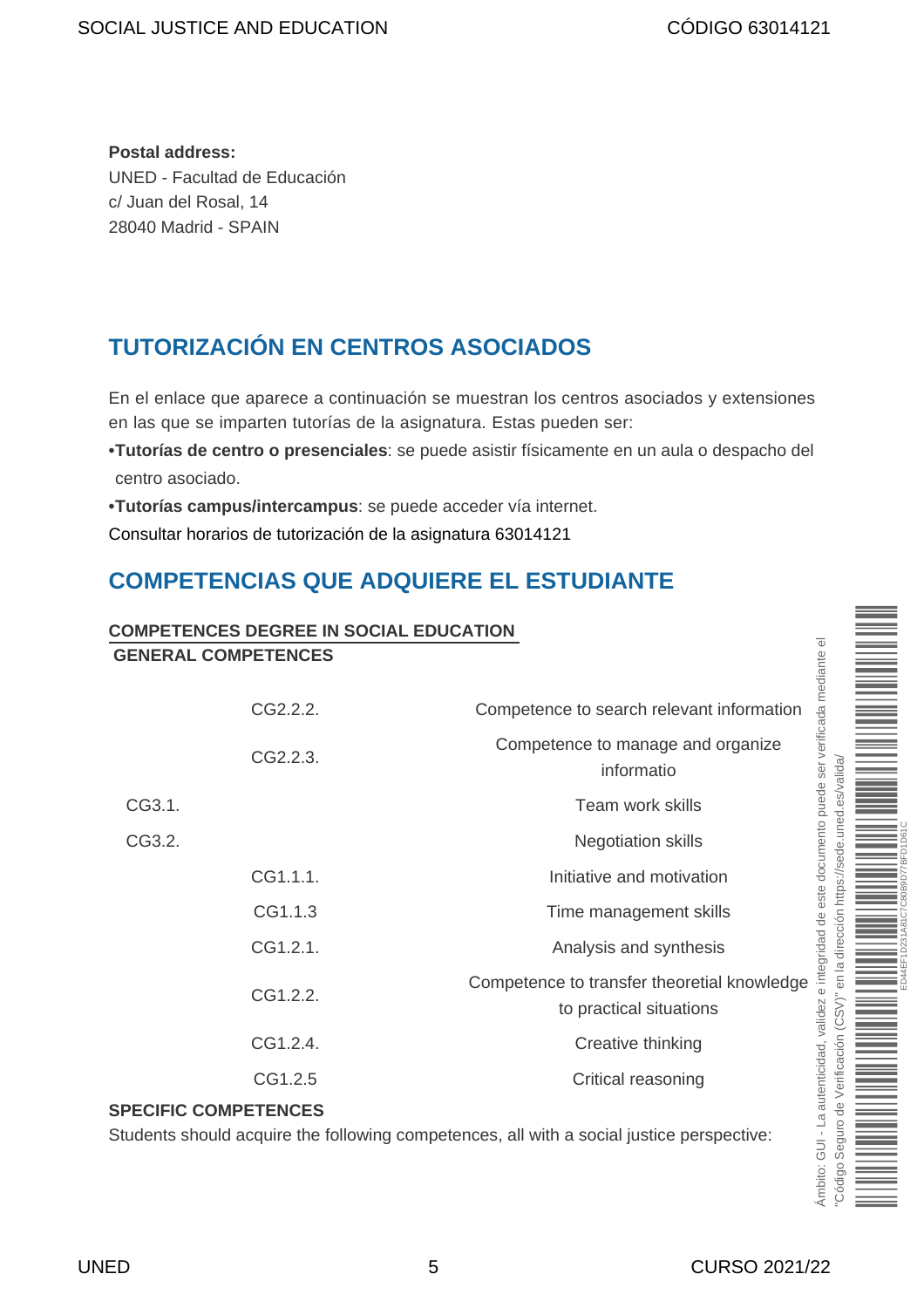**Postal address:**
UNED - Facultad de Educación
c/ Juan del Rosal, 14
28040 Madrid - SPAIN

## TUTORIZACIÓN EN CENTROS ASOCIADOS

En el enlace que aparece a continuación se muestran los centros asociados y extensiones en las que se imparten tutorías de la asignatura. Estas pueden ser:

•**Tutorías de centro o presenciales**: se puede asistir físicamente en un aula o despacho del centro asociado.

•**Tutorías campus/intercampus**: se puede acceder vía internet.

Consultar horarios de tutorización de la asignatura 63014121

## COMPETENCIAS QUE ADQUIERE EL ESTUDIANTE

**COMPETENCES DEGREE IN SOCIAL EDUCATION**

**GENERAL COMPETENCES**

| | | |
|---|---|---|
| | CG2.2.2. | Competence to search relevant information |
| | CG2.2.3. | Competence to manage and organize informatio |
| CG3.1. | | Team work skills |
| CG3.2. | | Negotiation skills |
| | CG1.1.1. | Initiative and motivation |
| | CG1.1.3 | Time management skills |
| | CG1.2.1. | Analysis and synthesis |
| | CG1.2.2. | Competence to transfer theoretial knowledge to practical situations |
| | CG1.2.4. | Creative thinking |
| | CG1.2.5 | Critical reasoning |

**SPECIFIC COMPETENCES**

Students should acquire the following competences, all with a social justice perspective: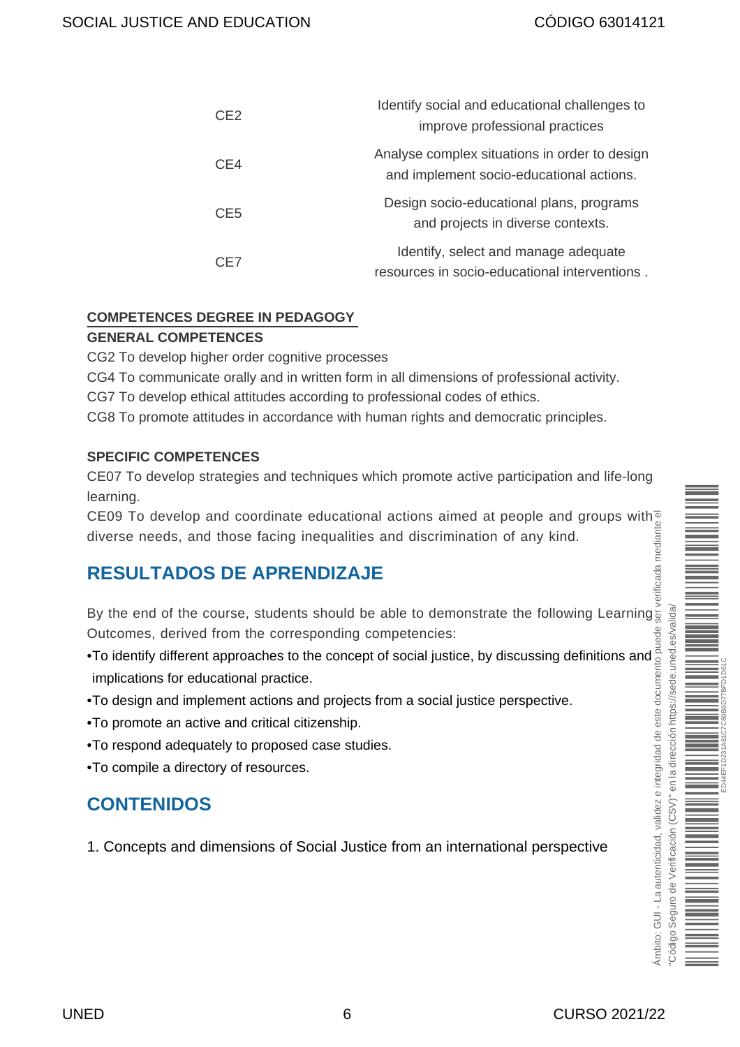| | |
|---|---|
| CE2 | Identify social and educational challenges to improve professional practices |
| CE4 | Analyse complex situations in order to design and implement socio-educational actions. |
| CE5 | Design socio-educational plans, programs and projects in diverse contexts. |
| CE7 | Identify, select and manage adequate resources in socio-educational interventions . |

**COMPETENCES DEGREE IN PEDAGOGY**

**GENERAL COMPETENCES**

CG2 To develop higher order cognitive processes

CG4 To communicate orally and in written form in all dimensions of professional activity.

CG7 To develop ethical attitudes according to professional codes of ethics.

CG8 To promote attitudes in accordance with human rights and democratic principles.

**SPECIFIC COMPETENCES**

CE07 To develop strategies and techniques which promote active participation and life-long learning.

CE09 To develop and coordinate educational actions aimed at people and groups with diverse needs, and those facing inequalities and discrimination of any kind.

## RESULTADOS DE APRENDIZAJE

By the end of the course, students should be able to demonstrate the following Learning Outcomes, derived from the corresponding competencies:

- To identify different approaches to the concept of social justice, by discussing definitions and implications for educational practice.
- To design and implement actions and projects from a social justice perspective.
- To promote an active and critical citizenship.
- To respond adequately to proposed case studies.
- To compile a directory of resources.

## CONTENIDOS

1. Concepts and dimensions of Social Justice from an international perspective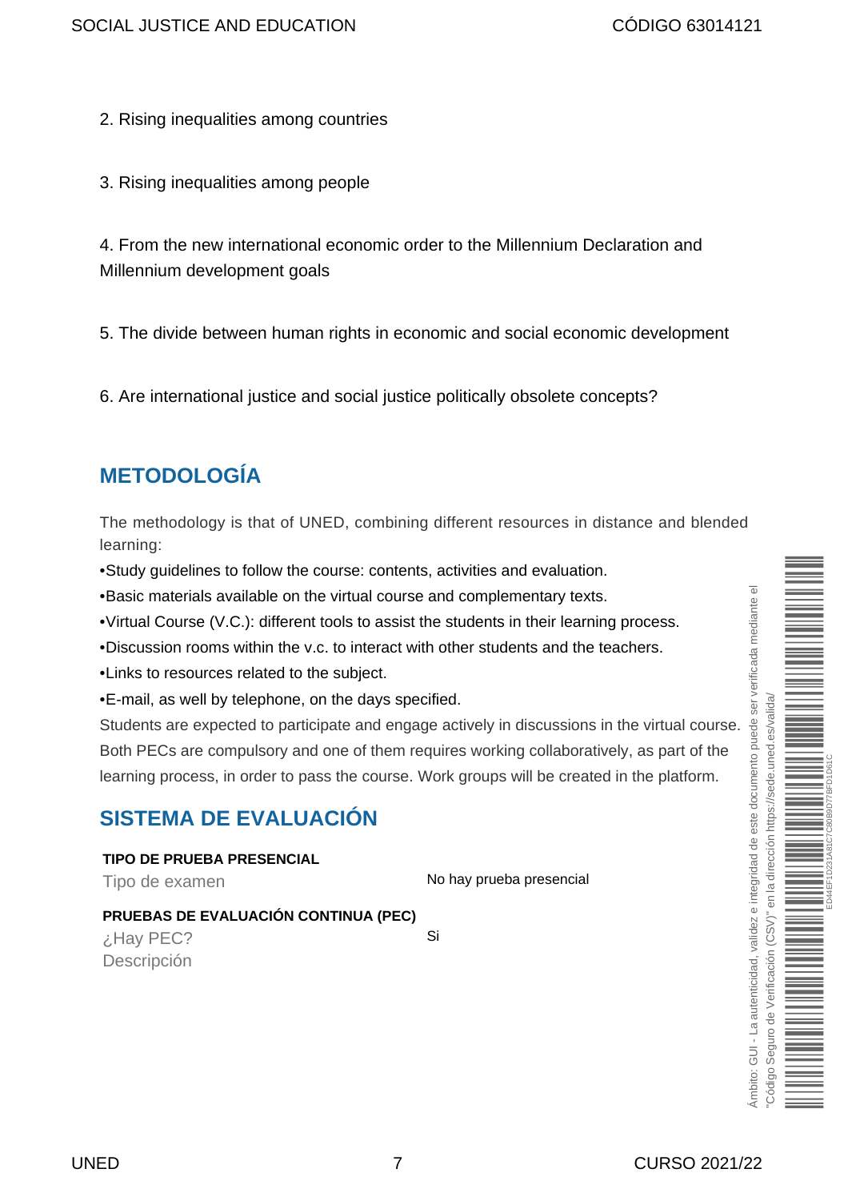2. Rising inequalities among countries

3. Rising inequalities among people

4. From the new international economic order to the Millennium Declaration and Millennium development goals

5. The divide between human rights in economic and social economic development

6. Are international justice and social justice politically obsolete concepts?

## METODOLOGÍA

The methodology is that of UNED, combining different resources in distance and blended learning:

- Study guidelines to follow the course: contents, activities and evaluation.
- Basic materials available on the virtual course and complementary texts.
- Virtual Course (V.C.): different tools to assist the students in their learning process.
- Discussion rooms within the v.c. to interact with other students and the teachers.
- Links to resources related to the subject.
- E-mail, as well by telephone, on the days specified.

Students are expected to participate and engage actively in discussions in the virtual course. Both PECs are compulsory and one of them requires working collaboratively, as part of the learning process, in order to pass the course. Work groups will be created in the platform.

## SISTEMA DE EVALUACIÓN

**TIPO DE PRUEBA PRESENCIAL**

| | |
|---|---|
| Tipo de examen | No hay prueba presencial |

**PRUEBAS DE EVALUACIÓN CONTINUA (PEC)**

| | |
|---|---|
| ¿Hay PEC? | Si |
| Descripción | |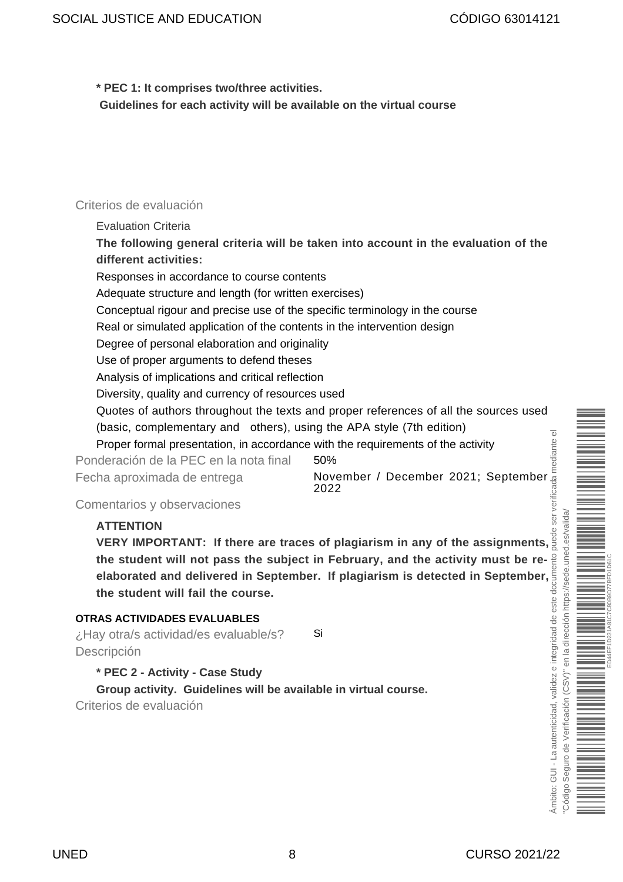**\* PEC 1: It comprises two/three activities.**

**Guidelines for each activity will be available on the virtual course**

Criterios de evaluación

Evaluation Criteria

**The following general criteria will be taken into account in the evaluation of the different activities:**

Responses in accordance to course contents

Adequate structure and length (for written exercises)

Conceptual rigour and precise use of the specific terminology in the course

Real or simulated application of the contents in the intervention design

Degree of personal elaboration and originality

Use of proper arguments to defend theses

Analysis of implications and critical reflection

Diversity, quality and currency of resources used

Quotes of authors throughout the texts and proper references of all the sources used (basic, complementary and others), using the APA style (7th edition)

Proper formal presentation, in accordance with the requirements of the activity

| | |
|---|---|
| Ponderación de la PEC en la nota final | 50% |
| Fecha aproximada de entrega | November / December 2021; September 2022 |

Comentarios y observaciones

**ATTENTION**

**VERY IMPORTANT: If there are traces of plagiarism in any of the assignments, the student will not pass the subject in February, and the activity must be re-elaborated and delivered in September. If plagiarism is detected in September, the student will fail the course.**

**OTRAS ACTIVIDADES EVALUABLES**

| | |
|---|---|
| ¿Hay otra/s actividad/es evaluable/s? | Si |

Descripción

**\* PEC 2 - Activity - Case Study**

**Group activity. Guidelines will be available in virtual course.**

Criterios de evaluación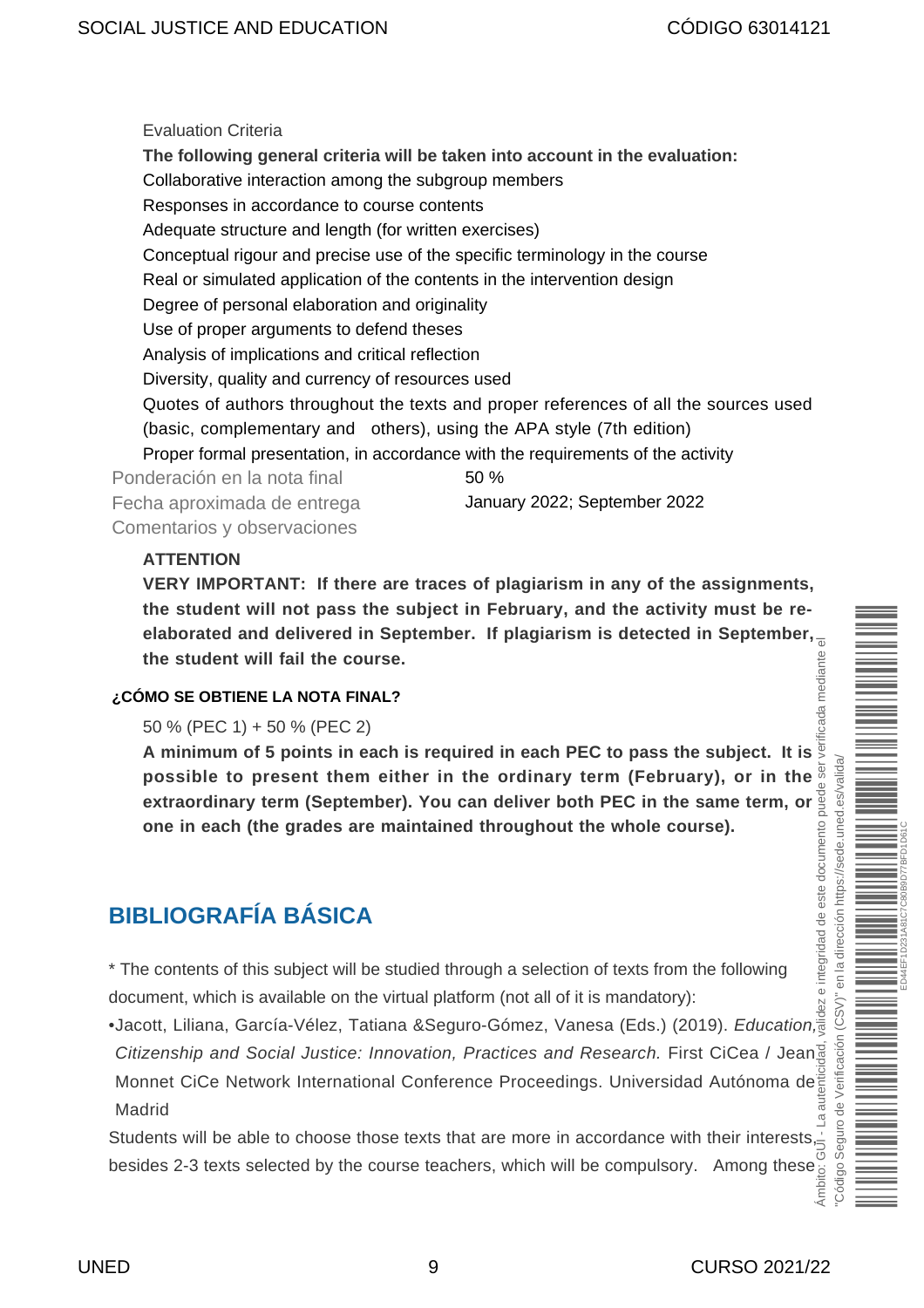Evaluation Criteria

**The following general criteria will be taken into account in the evaluation:**

Collaborative interaction among the subgroup members

Responses in accordance to course contents

Adequate structure and length (for written exercises)

Conceptual rigour and precise use of the specific terminology in the course

Real or simulated application of the contents in the intervention design

Degree of personal elaboration and originality

Use of proper arguments to defend theses

Analysis of implications and critical reflection

Diversity, quality and currency of resources used

Quotes of authors throughout the texts and proper references of all the sources used (basic, complementary and others), using the APA style (7th edition)

Proper formal presentation, in accordance with the requirements of the activity

| | |
|---|---|
| Ponderación en la nota final | 50 % |
| Fecha aproximada de entrega | January 2022; September 2022 |
| Comentarios y observaciones | |

**ATTENTION**

**VERY IMPORTANT: If there are traces of plagiarism in any of the assignments, the student will not pass the subject in February, and the activity must be re-elaborated and delivered in September. If plagiarism is detected in September, the student will fail the course.**

**¿CÓMO SE OBTIENE LA NOTA FINAL?**

50 % (PEC 1) + 50 % (PEC 2)

**A minimum of 5 points in each is required in each PEC to pass the subject. It is possible to present them either in the ordinary term (February), or in the extraordinary term (September). You can deliver both PEC in the same term, or one in each (the grades are maintained throughout the whole course).**

## BIBLIOGRAFÍA BÁSICA

* The contents of this subject will be studied through a selection of texts from the following document, which is available on the virtual platform (not all of it is mandatory):

•Jacott, Liliana, García-Vélez, Tatiana &Seguro-Gómez, Vanesa (Eds.) (2019). *Education, Citizenship and Social Justice: Innovation, Practices and Research.* First CiCea / Jean Monnet CiCe Network International Conference Proceedings. Universidad Autónoma de Madrid

Students will be able to choose those texts that are more in accordance with their interests, besides 2-3 texts selected by the course teachers, which will be compulsory. Among these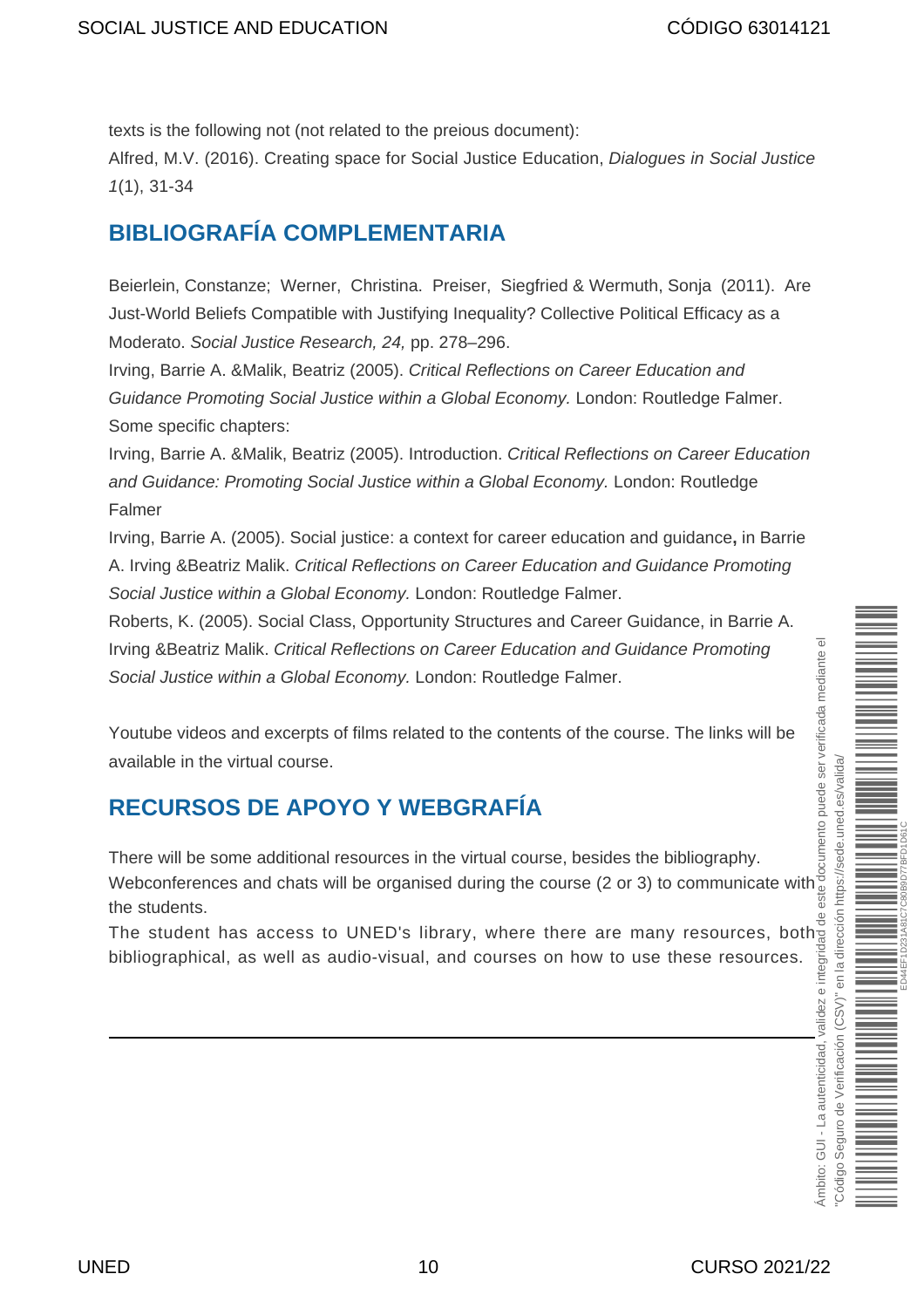texts is the following not (not related to the preious document):

Alfred, M.V. (2016). Creating space for Social Justice Education, *Dialogues in Social Justice 1*(1), 31-34

## BIBLIOGRAFÍA COMPLEMENTARIA

Beierlein, Constanze; Werner, Christina. Preiser, Siegfried & Wermuth, Sonja (2011). Are Just-World Beliefs Compatible with Justifying Inequality? Collective Political Efficacy as a Moderato. *Social Justice Research, 24,* pp. 278–296.

Irving, Barrie A. &Malik, Beatriz (2005). *Critical Reflections on Career Education and Guidance Promoting Social Justice within a Global Economy.* London: Routledge Falmer.

Some specific chapters:

Irving, Barrie A. &Malik, Beatriz (2005). Introduction. *Critical Reflections on Career Education and Guidance: Promoting Social Justice within a Global Economy.* London: Routledge Falmer

Irving, Barrie A. (2005). Social justice: a context for career education and guidance**,** in Barrie A. Irving &Beatriz Malik. *Critical Reflections on Career Education and Guidance Promoting Social Justice within a Global Economy.* London: Routledge Falmer.

Roberts, K. (2005). Social Class, Opportunity Structures and Career Guidance, in Barrie A. Irving &Beatriz Malik. *Critical Reflections on Career Education and Guidance Promoting Social Justice within a Global Economy.* London: Routledge Falmer.

Youtube videos and excerpts of films related to the contents of the course. The links will be available in the virtual course.

## RECURSOS DE APOYO Y WEBGRAFÍA

There will be some additional resources in the virtual course, besides the bibliography.

Webconferences and chats will be organised during the course (2 or 3) to communicate with the students.

The student has access to UNED's library, where there are many resources, both bibliographical, as well as audio-visual, and courses on how to use these resources.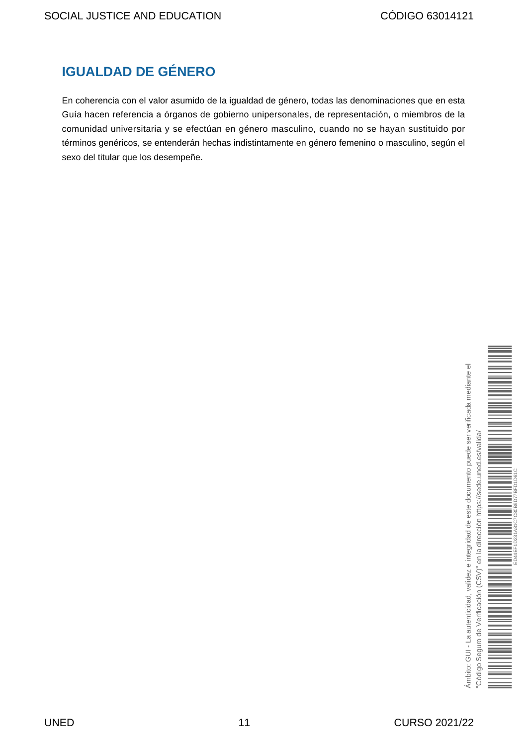## IGUALDAD DE GÉNERO

En coherencia con el valor asumido de la igualdad de género, todas las denominaciones que en esta Guía hacen referencia a órganos de gobierno unipersonales, de representación, o miembros de la comunidad universitaria y se efectúan en género masculino, cuando no se hayan sustituido por términos genéricos, se entenderán hechas indistintamente en género femenino o masculino, según el sexo del titular que los desempeñe.